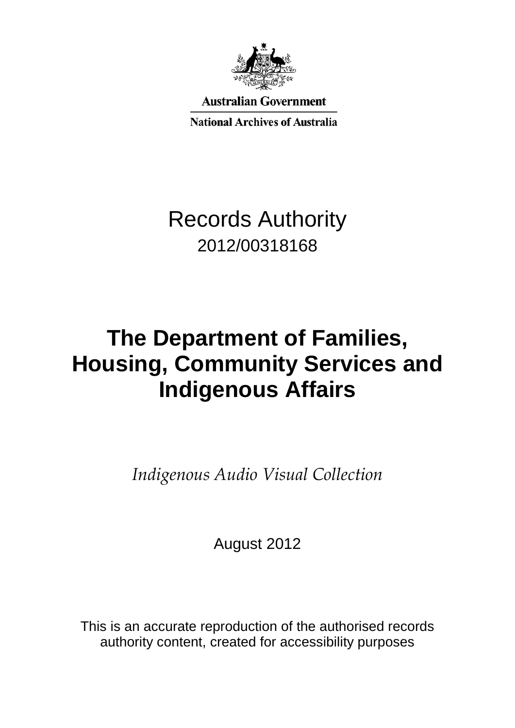Australian Government

National Archives of Australia

# Records Authority

2012/00318168

# The Department of Families, Housing, Community Services and Indigenous Affairs

*Indigenous Audio Visual Collection*

August 2012

This is an accurate reproduction of the authorised records authority content, created for accessibility purposes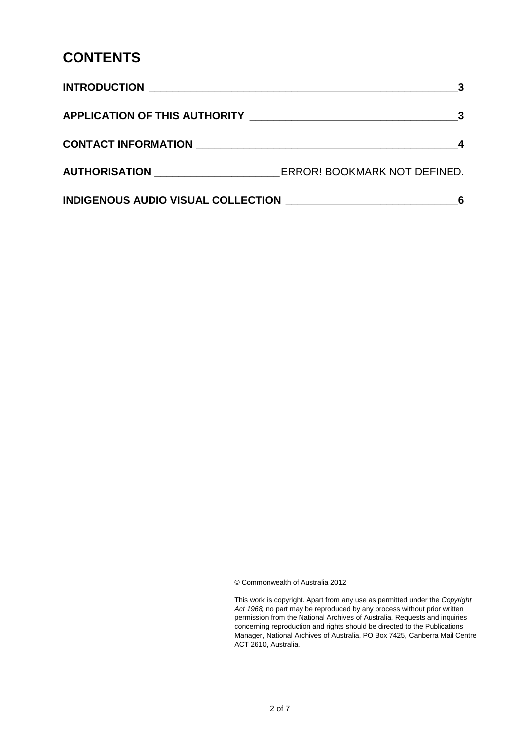# CONTENTS

**INTRODUCTION** 3

**APPLICATION OF THIS AUTHORITY** 3

**CONTACT INFORMATION** 4

**AUTHORISATION** ERROR! BOOKMARK NOT DEFINED.

**INDIGENOUS AUDIO VISUAL COLLECTION** 6

© Commonwealth of Australia 2012

This work is copyright. Apart from any use as permitted under the *Copyright Act 1968*, no part may be reproduced by any process without prior written permission from the National Archives of Australia. Requests and inquiries concerning reproduction and rights should be directed to the Publications Manager, National Archives of Australia, PO Box 7425, Canberra Mail Centre ACT 2610, Australia.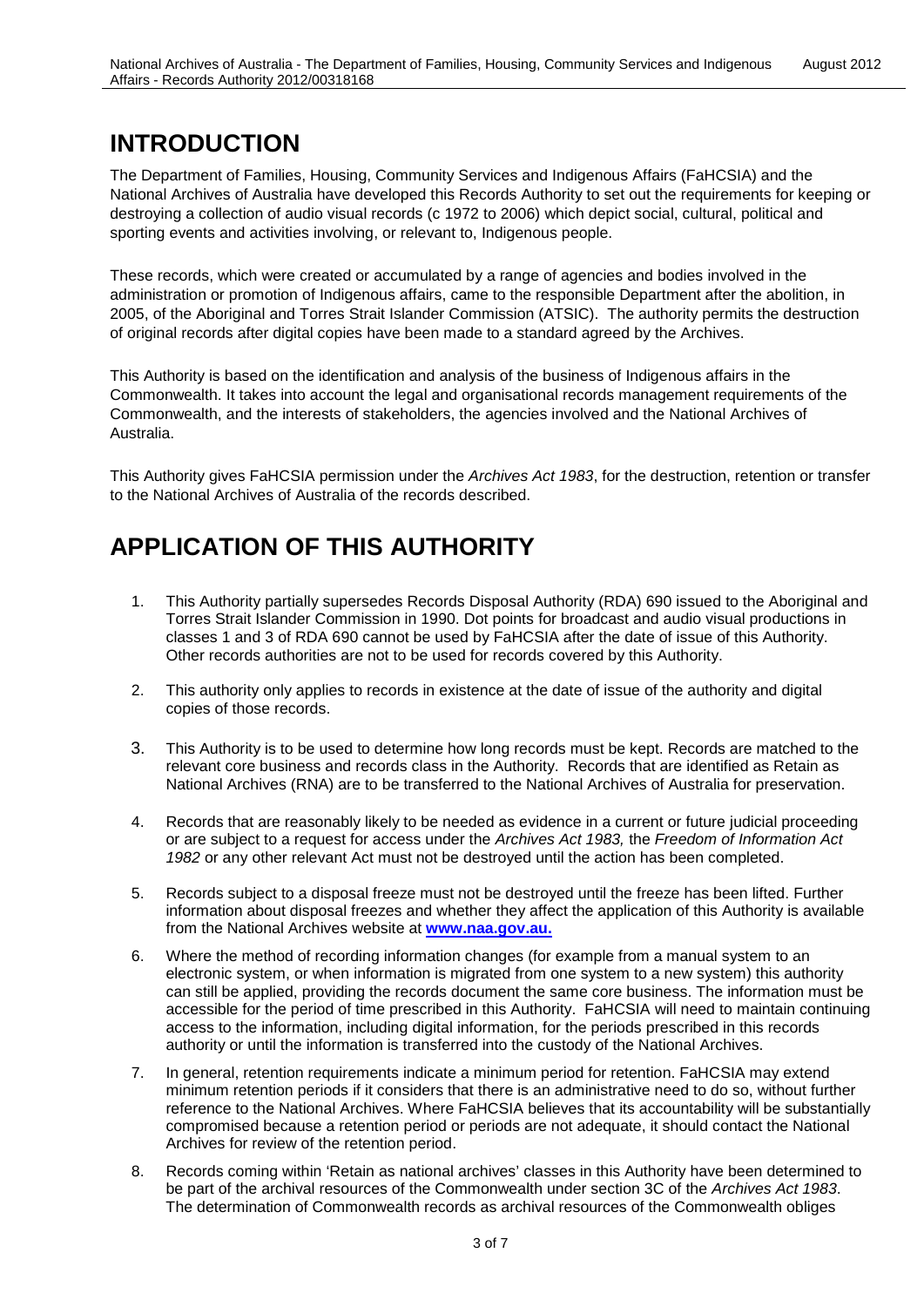# INTRODUCTION

The Department of Families, Housing, Community Services and Indigenous Affairs (FaHCSIA) and the National Archives of Australia have developed this Records Authority to set out the requirements for keeping or destroying a collection of audio visual records (c 1972 to 2006) which depict social, cultural, political and sporting events and activities involving, or relevant to, Indigenous people.

These records, which were created or accumulated by a range of agencies and bodies involved in the administration or promotion of Indigenous affairs, came to the responsible Department after the abolition, in 2005, of the Aboriginal and Torres Strait Islander Commission (ATSIC). The authority permits the destruction of original records after digital copies have been made to a standard agreed by the Archives.

This Authority is based on the identification and analysis of the business of Indigenous affairs in the Commonwealth. It takes into account the legal and organisational records management requirements of the Commonwealth, and the interests of stakeholders, the agencies involved and the National Archives of Australia.

This Authority gives FaHCSIA permission under the *Archives Act 1983*, for the destruction, retention or transfer to the National Archives of Australia of the records described.

# APPLICATION OF THIS AUTHORITY

1. This Authority partially supersedes Records Disposal Authority (RDA) 690 issued to the Aboriginal and Torres Strait Islander Commission in 1990. Dot points for broadcast and audio visual productions in classes 1 and 3 of RDA 690 cannot be used by FaHCSIA after the date of issue of this Authority. Other records authorities are not to be used for records covered by this Authority.
2. This authority only applies to records in existence at the date of issue of the authority and digital copies of those records.
3. This Authority is to be used to determine how long records must be kept. Records are matched to the relevant core business and records class in the Authority. Records that are identified as Retain as National Archives (RNA) are to be transferred to the National Archives of Australia for preservation.
4. Records that are reasonably likely to be needed as evidence in a current or future judicial proceeding or are subject to a request for access under the *Archives Act 1983,* the *Freedom of Information Act 1982* or any other relevant Act must not be destroyed until the action has been completed.
5. Records subject to a disposal freeze must not be destroyed until the freeze has been lifted. Further information about disposal freezes and whether they affect the application of this Authority is available from the National Archives website at **www.naa.gov.au.**
6. Where the method of recording information changes (for example from a manual system to an electronic system, or when information is migrated from one system to a new system) this authority can still be applied, providing the records document the same core business. The information must be accessible for the period of time prescribed in this Authority. FaHCSIA will need to maintain continuing access to the information, including digital information, for the periods prescribed in this records authority or until the information is transferred into the custody of the National Archives.
7. In general, retention requirements indicate a minimum period for retention. FaHCSIA may extend minimum retention periods if it considers that there is an administrative need to do so, without further reference to the National Archives. Where FaHCSIA believes that its accountability will be substantially compromised because a retention period or periods are not adequate, it should contact the National Archives for review of the retention period.
8. Records coming within 'Retain as national archives' classes in this Authority have been determined to be part of the archival resources of the Commonwealth under section 3C of the *Archives Act 1983*. The determination of Commonwealth records as archival resources of the Commonwealth obliges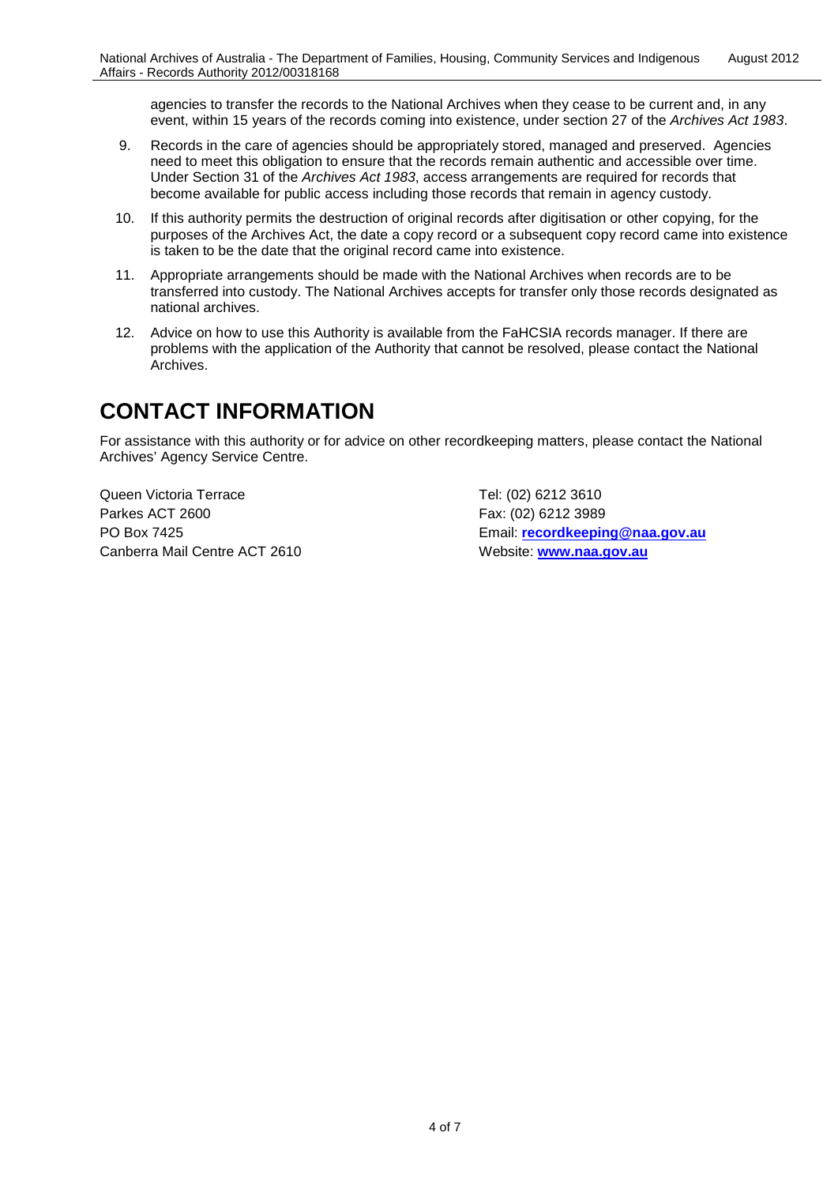agencies to transfer the records to the National Archives when they cease to be current and, in any event, within 15 years of the records coming into existence, under section 27 of the *Archives Act 1983*.

9. Records in the care of agencies should be appropriately stored, managed and preserved. Agencies need to meet this obligation to ensure that the records remain authentic and accessible over time. Under Section 31 of the *Archives Act 1983*, access arrangements are required for records that become available for public access including those records that remain in agency custody.
10. If this authority permits the destruction of original records after digitisation or other copying, for the purposes of the Archives Act, the date a copy record or a subsequent copy record came into existence is taken to be the date that the original record came into existence.
11. Appropriate arrangements should be made with the National Archives when records are to be transferred into custody. The National Archives accepts for transfer only those records designated as national archives.
12. Advice on how to use this Authority is available from the FaHCSIA records manager. If there are problems with the application of the Authority that cannot be resolved, please contact the National Archives.

# CONTACT INFORMATION

For assistance with this authority or for advice on other recordkeeping matters, please contact the National Archives' Agency Service Centre.

Queen Victoria Terrace
Parkes ACT 2600
PO Box 7425
Canberra Mail Centre ACT 2610

Tel: (02) 6212 3610
Fax: (02) 6212 3989
Email: **recordkeeping@naa.gov.au**
Website: **www.naa.gov.au**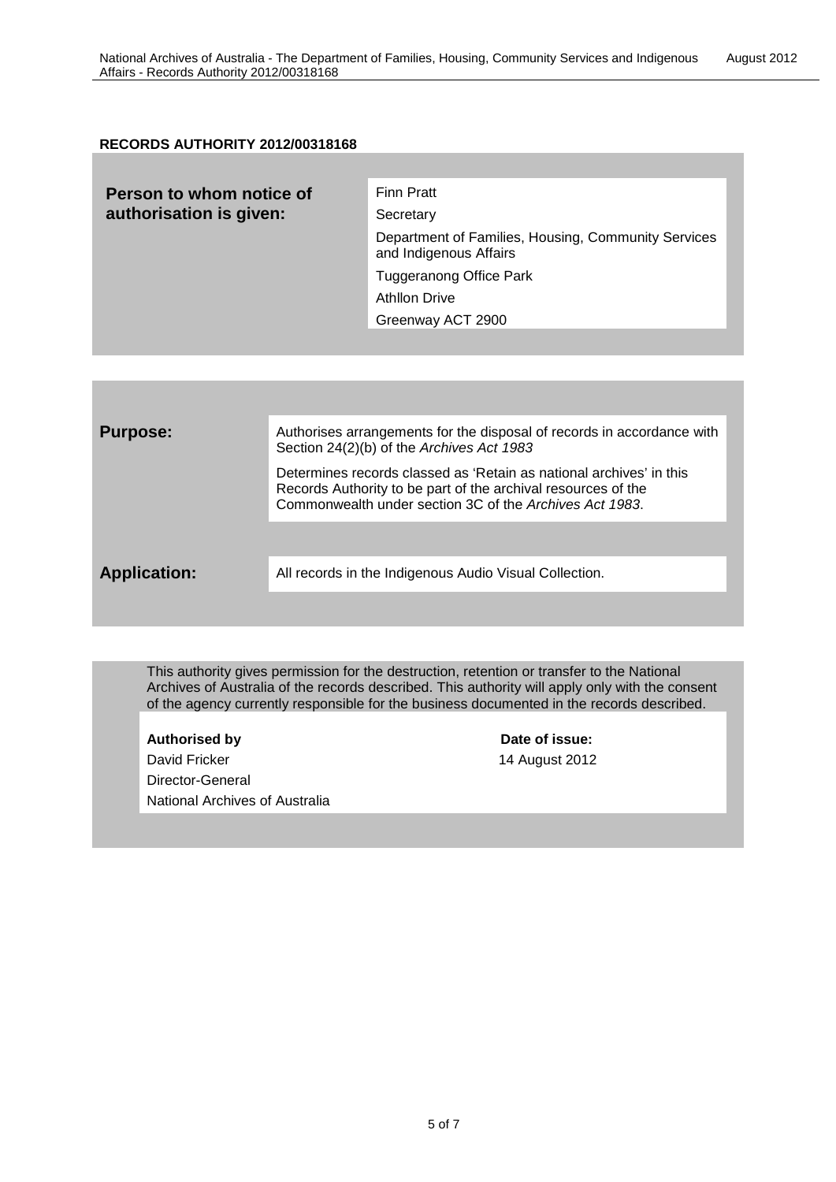**RECORDS AUTHORITY 2012/00318168**

| | |
|---|---|
| **Person to whom notice of authorisation is given:** | Finn Pratt<br>Secretary<br>Department of Families, Housing, Community Services and Indigenous Affairs<br>Tuggeranong Office Park<br>Athllon Drive<br>Greenway ACT 2900 |

| | |
|---|---|
| **Purpose:** | Authorises arrangements for the disposal of records in accordance with Section 24(2)(b) of the *Archives Act 1983*<br><br>Determines records classed as 'Retain as national archives' in this Records Authority to be part of the archival resources of the Commonwealth under section 3C of the *Archives Act 1983*. |
| **Application:** | All records in the Indigenous Audio Visual Collection. |

This authority gives permission for the destruction, retention or transfer to the National Archives of Australia of the records described. This authority will apply only with the consent of the agency currently responsible for the business documented in the records described.

| **Authorised by** | **Date of issue:** |
|---|---|
| David Fricker<br>Director-General<br>National Archives of Australia | 14 August 2012 |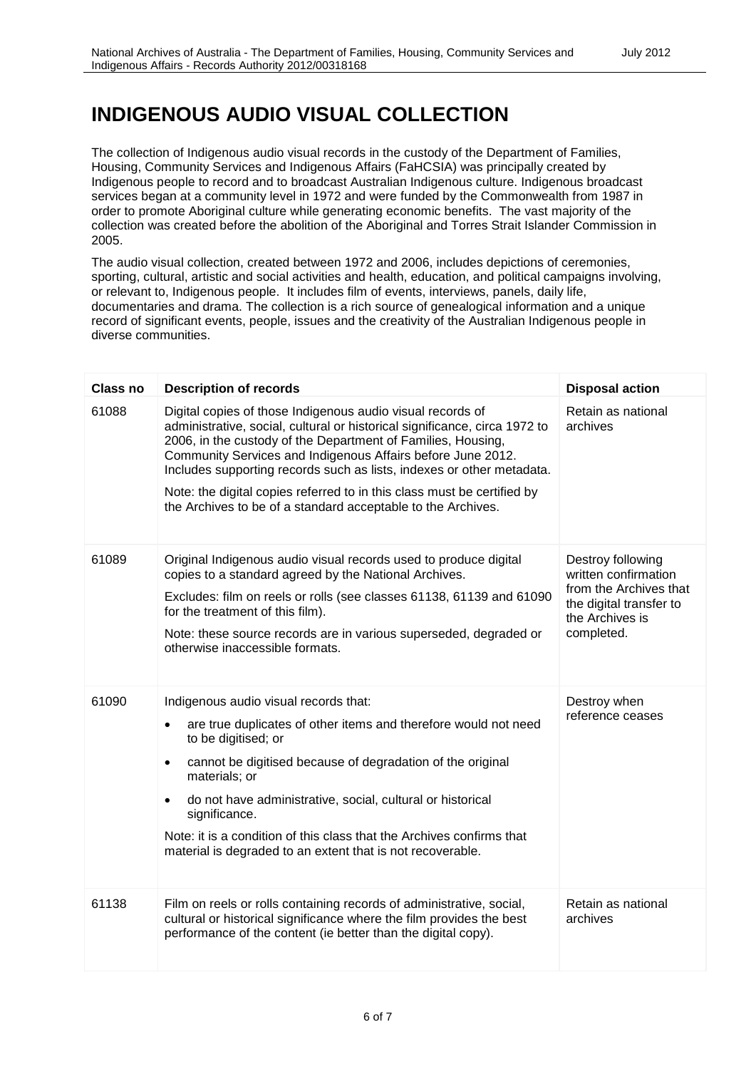# INDIGENOUS AUDIO VISUAL COLLECTION

The collection of Indigenous audio visual records in the custody of the Department of Families, Housing, Community Services and Indigenous Affairs (FaHCSIA) was principally created by Indigenous people to record and to broadcast Australian Indigenous culture. Indigenous broadcast services began at a community level in 1972 and were funded by the Commonwealth from 1987 in order to promote Aboriginal culture while generating economic benefits. The vast majority of the collection was created before the abolition of the Aboriginal and Torres Strait Islander Commission in 2005.

The audio visual collection, created between 1972 and 2006, includes depictions of ceremonies, sporting, cultural, artistic and social activities and health, education, and political campaigns involving, or relevant to, Indigenous people. It includes film of events, interviews, panels, daily life, documentaries and drama. The collection is a rich source of genealogical information and a unique record of significant events, people, issues and the creativity of the Australian Indigenous people in diverse communities.

| Class no | Description of records | Disposal action |
|---|---|---|
| 61088 | Digital copies of those Indigenous audio visual records of administrative, social, cultural or historical significance, circa 1972 to 2006, in the custody of the Department of Families, Housing, Community Services and Indigenous Affairs before June 2012. Includes supporting records such as lists, indexes or other metadata.<br><br>Note: the digital copies referred to in this class must be certified by the Archives to be of a standard acceptable to the Archives. | Retain as national archives |
| 61089 | Original Indigenous audio visual records used to produce digital copies to a standard agreed by the National Archives.<br><br>Excludes: film on reels or rolls (see classes 61138, 61139 and 61090 for the treatment of this film).<br><br>Note: these source records are in various superseded, degraded or otherwise inaccessible formats. | Destroy following written confirmation from the Archives that the digital transfer to the Archives is completed. |
| 61090 | Indigenous audio visual records that:<br>• are true duplicates of other items and therefore would not need to be digitised; or<br>• cannot be digitised because of degradation of the original materials; or<br>• do not have administrative, social, cultural or historical significance.<br><br>Note: it is a condition of this class that the Archives confirms that material is degraded to an extent that is not recoverable. | Destroy when reference ceases |
| 61138 | Film on reels or rolls containing records of administrative, social, cultural or historical significance where the film provides the best performance of the content (ie better than the digital copy). | Retain as national archives |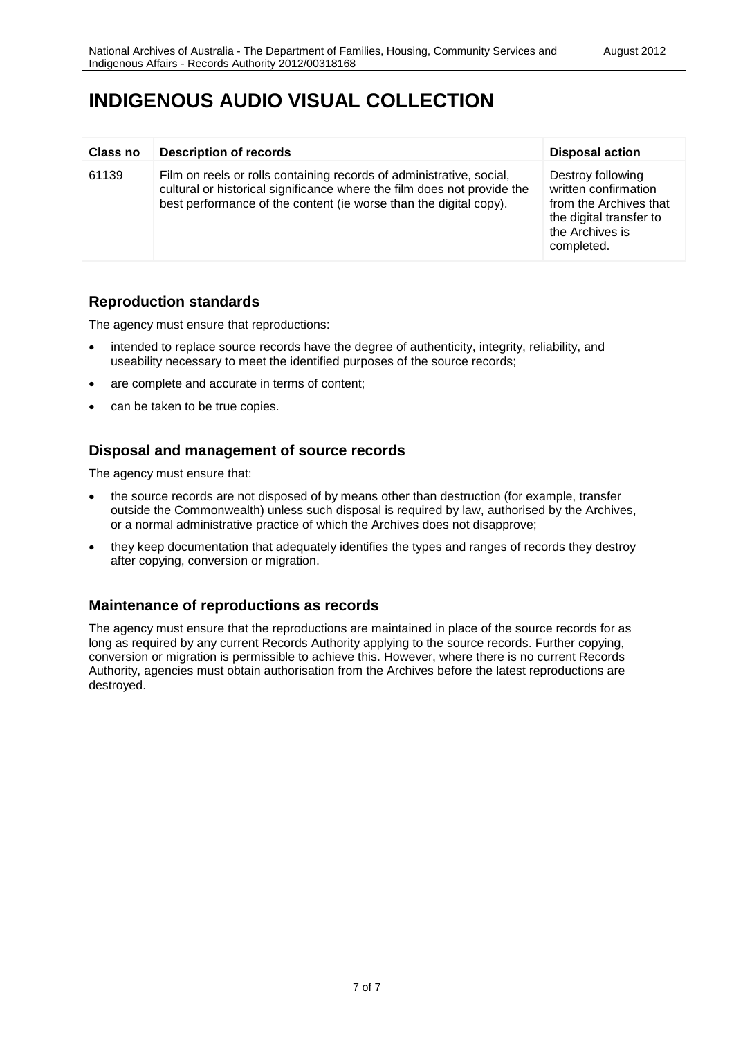# INDIGENOUS AUDIO VISUAL COLLECTION

| Class no | Description of records | Disposal action |
| --- | --- | --- |
| 61139 | Film on reels or rolls containing records of administrative, social, cultural or historical significance where the film does not provide the best performance of the content (ie worse than the digital copy). | Destroy following written confirmation from the Archives that the digital transfer to the Archives is completed. |

## Reproduction standards

The agency must ensure that reproductions:

- intended to replace source records have the degree of authenticity, integrity, reliability, and useability necessary to meet the identified purposes of the source records;
- are complete and accurate in terms of content;
- can be taken to be true copies.

## Disposal and management of source records

The agency must ensure that:

- the source records are not disposed of by means other than destruction (for example, transfer outside the Commonwealth) unless such disposal is required by law, authorised by the Archives, or a normal administrative practice of which the Archives does not disapprove;
- they keep documentation that adequately identifies the types and ranges of records they destroy after copying, conversion or migration.

## Maintenance of reproductions as records

The agency must ensure that the reproductions are maintained in place of the source records for as long as required by any current Records Authority applying to the source records. Further copying, conversion or migration is permissible to achieve this. However, where there is no current Records Authority, agencies must obtain authorisation from the Archives before the latest reproductions are destroyed.